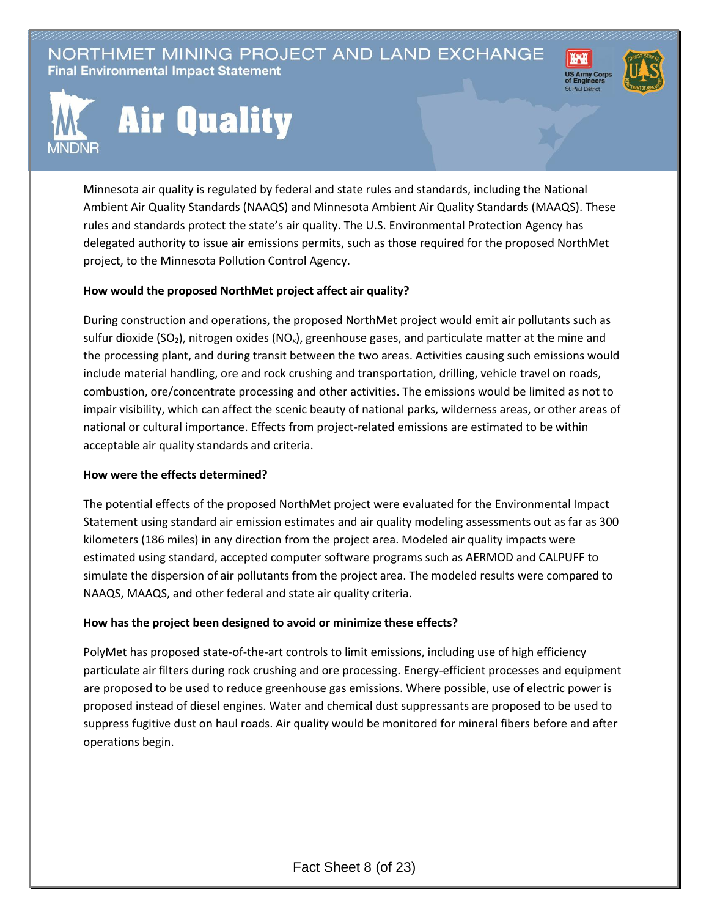# NORTHMET MINING PROJECT AND LAND EXCHANGE

**Final Environmental Impact Statement**

## Air Quality

Minnesota air quality is regulated by federal and state rules and standards, including the National Ambient Air Quality Standards (NAAQS) and Minnesota Ambient Air Quality Standards (MAAQS). These rules and standards protect the state's air quality. The U.S. Environmental Protection Agency has delegated authority to issue air emissions permits, such as those required for the proposed NorthMet project, to the Minnesota Pollution Control Agency.

**How would the proposed NorthMet project affect air quality?**

During construction and operations, the proposed NorthMet project would emit air pollutants such as sulfur dioxide ($SO_2$), nitrogen oxides ($NO_x$), greenhouse gases, and particulate matter at the mine and the processing plant, and during transit between the two areas. Activities causing such emissions would include material handling, ore and rock crushing and transportation, drilling, vehicle travel on roads, combustion, ore/concentrate processing and other activities. The emissions would be limited as not to impair visibility, which can affect the scenic beauty of national parks, wilderness areas, or other areas of national or cultural importance. Effects from project-related emissions are estimated to be within acceptable air quality standards and criteria.

**How were the effects determined?**

The potential effects of the proposed NorthMet project were evaluated for the Environmental Impact Statement using standard air emission estimates and air quality modeling assessments out as far as 300 kilometers (186 miles) in any direction from the project area. Modeled air quality impacts were estimated using standard, accepted computer software programs such as AERMOD and CALPUFF to simulate the dispersion of air pollutants from the project area. The modeled results were compared to NAAQS, MAAQS, and other federal and state air quality criteria.

**How has the project been designed to avoid or minimize these effects?**

PolyMet has proposed state-of-the-art controls to limit emissions, including use of high efficiency particulate air filters during rock crushing and ore processing. Energy-efficient processes and equipment are proposed to be used to reduce greenhouse gas emissions. Where possible, use of electric power is proposed instead of diesel engines. Water and chemical dust suppressants are proposed to be used to suppress fugitive dust on haul roads. Air quality would be monitored for mineral fibers before and after operations begin.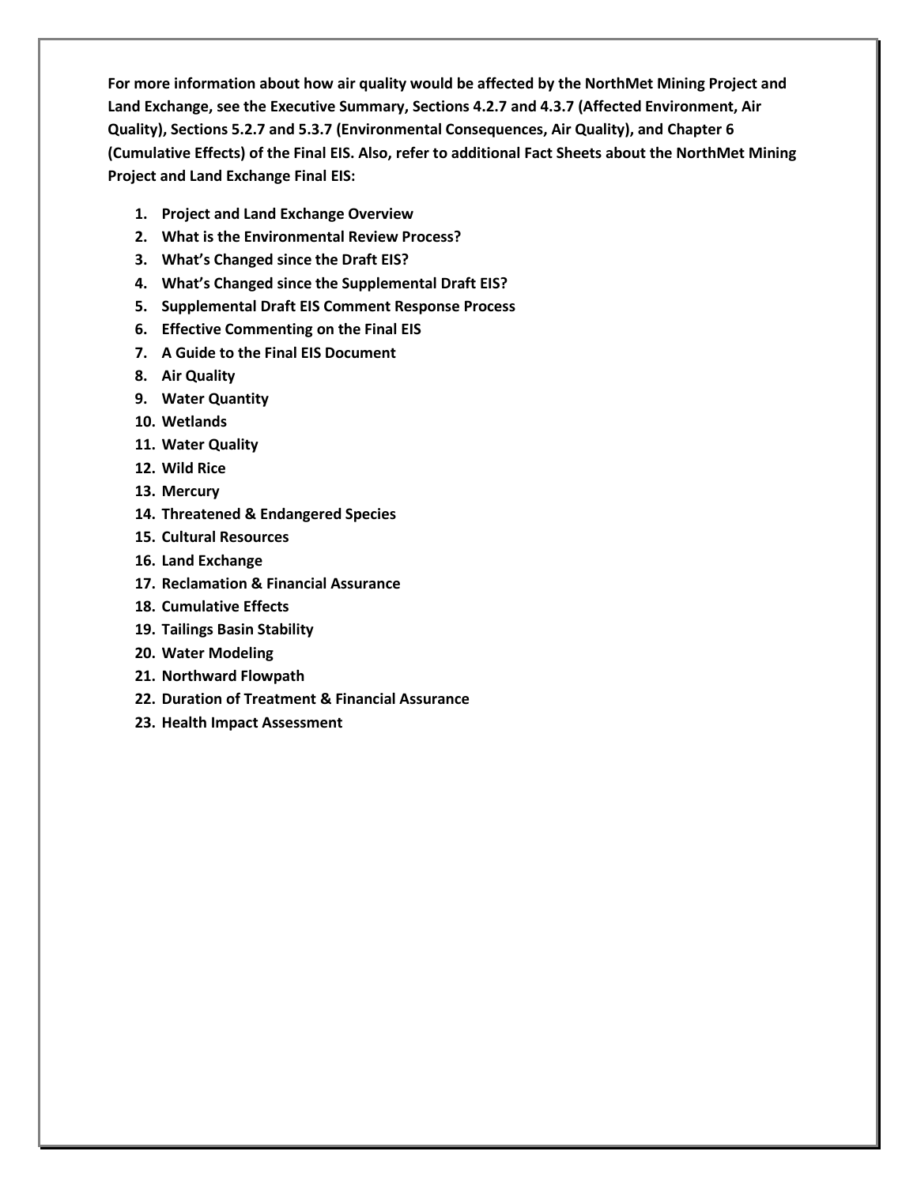**For more information about how air quality would be affected by the NorthMet Mining Project and Land Exchange, see the Executive Summary, Sections 4.2.7 and 4.3.7 (Affected Environment, Air Quality), Sections 5.2.7 and 5.3.7 (Environmental Consequences, Air Quality), and Chapter 6 (Cumulative Effects) of the Final EIS. Also, refer to additional Fact Sheets about the NorthMet Mining Project and Land Exchange Final EIS:**

1. **Project and Land Exchange Overview**
2. **What is the Environmental Review Process?**
3. **What's Changed since the Draft EIS?**
4. **What's Changed since the Supplemental Draft EIS?**
5. **Supplemental Draft EIS Comment Response Process**
6. **Effective Commenting on the Final EIS**
7. **A Guide to the Final EIS Document**
8. **Air Quality**
9. **Water Quantity**
10. **Wetlands**
11. **Water Quality**
12. **Wild Rice**
13. **Mercury**
14. **Threatened & Endangered Species**
15. **Cultural Resources**
16. **Land Exchange**
17. **Reclamation & Financial Assurance**
18. **Cumulative Effects**
19. **Tailings Basin Stability**
20. **Water Modeling**
21. **Northward Flowpath**
22. **Duration of Treatment & Financial Assurance**
23. **Health Impact Assessment**